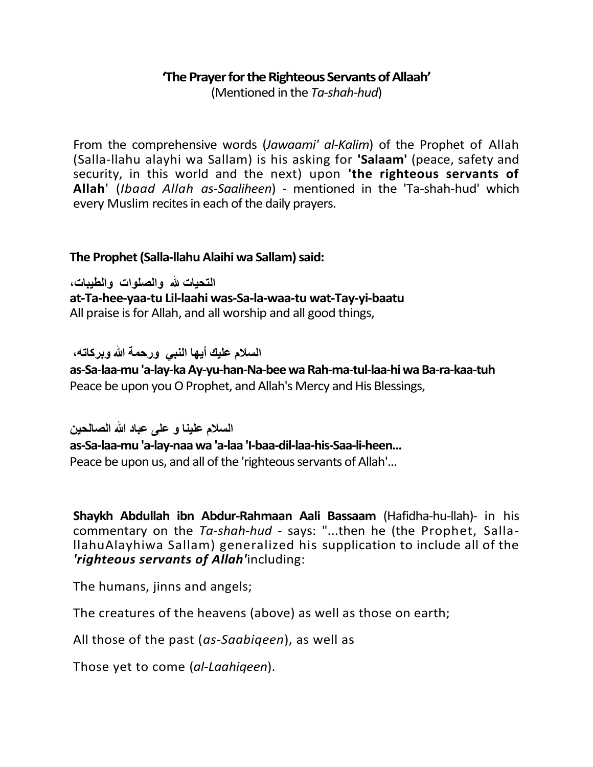# 'The Prayer for the Righteous Servants of Allaah'

(Mentioned in the *Ta-shah-hud*)

From the comprehensive words (*Jawaami' al-Kalim*) of the Prophet of Allah (Salla-llahu alayhi wa Sallam) is his asking for **'Salaam'** (peace, safety and security, in this world and the next) upon **'the righteous servants of Allah**' (*Ibaad Allah as-Saaliheen*) - mentioned in the 'Ta-shah-hud' which every Muslim recites in each of the daily prayers.

**The Prophet (Salla-llahu Alaihi wa Sallam) said:**

التحيات لله والصلوات والطيبات،

**at-Ta-hee-yaa-tu Lil-laahi was-Sa-la-waa-tu wat-Tay-yi-baatu**

All praise is for Allah, and all worship and all good things,

السلام عليك أيها النبي ورحمة الله وبركاته،

**as-Sa-laa-mu 'a-lay-ka Ay-yu-han-Na-bee wa Rah-ma-tul-laa-hi wa Ba-ra-kaa-tuh**

Peace be upon you O Prophet, and Allah's Mercy and His Blessings,

السلام علينا و على عباد الله الصالحين

**as-Sa-laa-mu 'a-lay-naa wa 'a-laa 'I-baa-dil-laa-his-Saa-li-heen...**

Peace be upon us, and all of the 'righteous servants of Allah'...

**Shaykh Abdullah ibn Abdur-Rahmaan Aali Bassaam** (Hafidha-hu-llah)- in his commentary on the *Ta-shah-hud* - says: "...then he (the Prophet, Salla-llahuAlayhiwa Sallam) generalized his supplication to include all of the ***'righteous servants of Allah'***including:

The humans, jinns and angels;

The creatures of the heavens (above) as well as those on earth;

All those of the past (*as-Saabiqeen*), as well as

Those yet to come (*al-Laahiqeen*).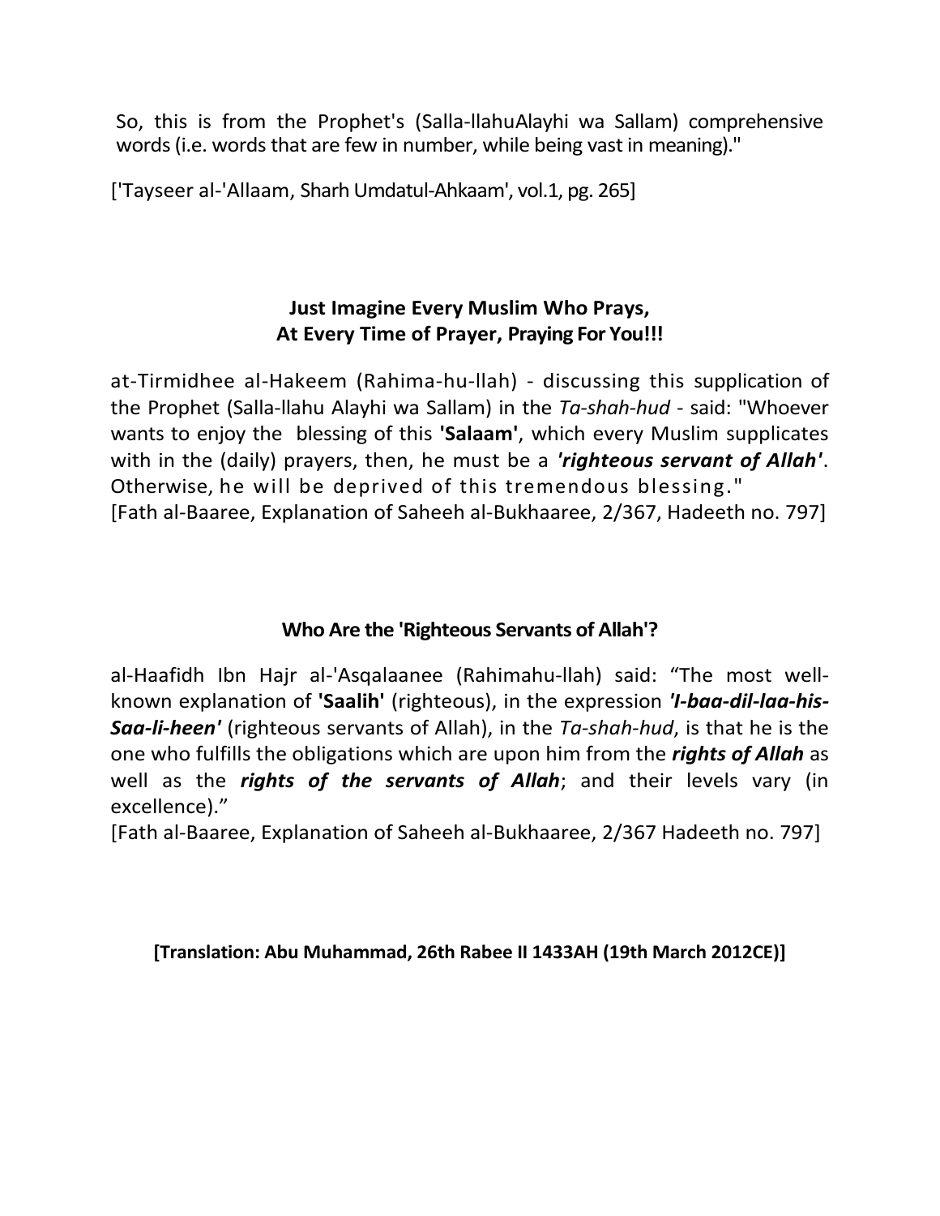So, this is from the Prophet's (Salla-llahuAlayhi wa Sallam) comprehensive words (i.e. words that are few in number, while being vast in meaning)."

['Tayseer al-'Allaam, Sharh Umdatul-Ahkaam', vol.1, pg. 265]

### Just Imagine Every Muslim Who Prays, At Every Time of Prayer, Praying For You!!!

at-Tirmidhee al-Hakeem (Rahima-hu-llah) - discussing this supplication of the Prophet (Salla-llahu Alayhi wa Sallam) in the *Ta-shah-hud* - said: "Whoever wants to enjoy the blessing of this **'Salaam'**, which every Muslim supplicates with in the (daily) prayers, then, he must be a ***'righteous servant of Allah'***. Otherwise, he will be deprived of this tremendous blessing."
[Fath al-Baaree, Explanation of Saheeh al-Bukhaaree, 2/367, Hadeeth no. 797]

### Who Are the 'Righteous Servants of Allah'?

al-Haafidh Ibn Hajr al-'Asqalaanee (Rahimahu-llah) said: "The most well-known explanation of **'Saalih'** (righteous), in the expression ***'I-baa-dil-laa-his-Saa-li-heen'*** (righteous servants of Allah), in the *Ta-shah-hud*, is that he is the one who fulfills the obligations which are upon him from the ***rights of Allah*** as well as the ***rights of the servants of Allah***; and their levels vary (in excellence)."
[Fath al-Baaree, Explanation of Saheeh al-Bukhaaree, 2/367 Hadeeth no. 797]

**[Translation: Abu Muhammad, 26th Rabee II 1433AH (19th March 2012CE)]**